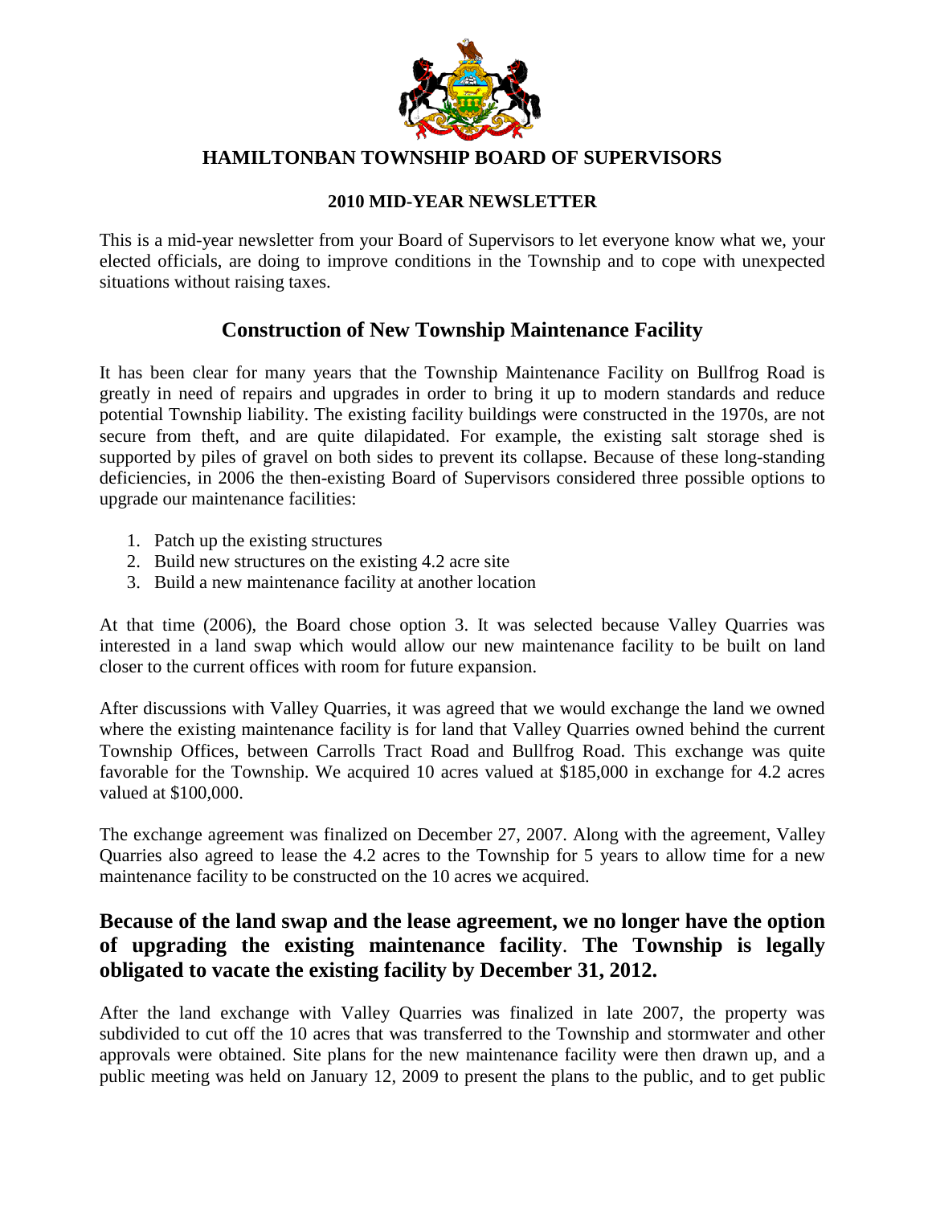# HAMILTONBAN TOWNSHIP BOARD OF SUPERVISORS

**2010 MID-YEAR NEWSLETTER**

This is a mid-year newsletter from your Board of Supervisors to let everyone know what we, your elected officials, are doing to improve conditions in the Township and to cope with unexpected situations without raising taxes.

## Construction of New Township Maintenance Facility

It has been clear for many years that the Township Maintenance Facility on Bullfrog Road is greatly in need of repairs and upgrades in order to bring it up to modern standards and reduce potential Township liability. The existing facility buildings were constructed in the 1970s, are not secure from theft, and are quite dilapidated. For example, the existing salt storage shed is supported by piles of gravel on both sides to prevent its collapse. Because of these long-standing deficiencies, in 2006 the then-existing Board of Supervisors considered three possible options to upgrade our maintenance facilities:

1. Patch up the existing structures
2. Build new structures on the existing 4.2 acre site
3. Build a new maintenance facility at another location

At that time (2006), the Board chose option 3. It was selected because Valley Quarries was interested in a land swap which would allow our new maintenance facility to be built on land closer to the current offices with room for future expansion.

After discussions with Valley Quarries, it was agreed that we would exchange the land we owned where the existing maintenance facility is for land that Valley Quarries owned behind the current Township Offices, between Carrolls Tract Road and Bullfrog Road. This exchange was quite favorable for the Township. We acquired 10 acres valued at $185,000 in exchange for 4.2 acres valued at $100,000.

The exchange agreement was finalized on December 27, 2007. Along with the agreement, Valley Quarries also agreed to lease the 4.2 acres to the Township for 5 years to allow time for a new maintenance facility to be constructed on the 10 acres we acquired.

### Because of the land swap and the lease agreement, we no longer have the option of upgrading the existing maintenance facility. The Township is legally obligated to vacate the existing facility by December 31, 2012.

After the land exchange with Valley Quarries was finalized in late 2007, the property was subdivided to cut off the 10 acres that was transferred to the Township and stormwater and other approvals were obtained. Site plans for the new maintenance facility were then drawn up, and a public meeting was held on January 12, 2009 to present the plans to the public, and to get public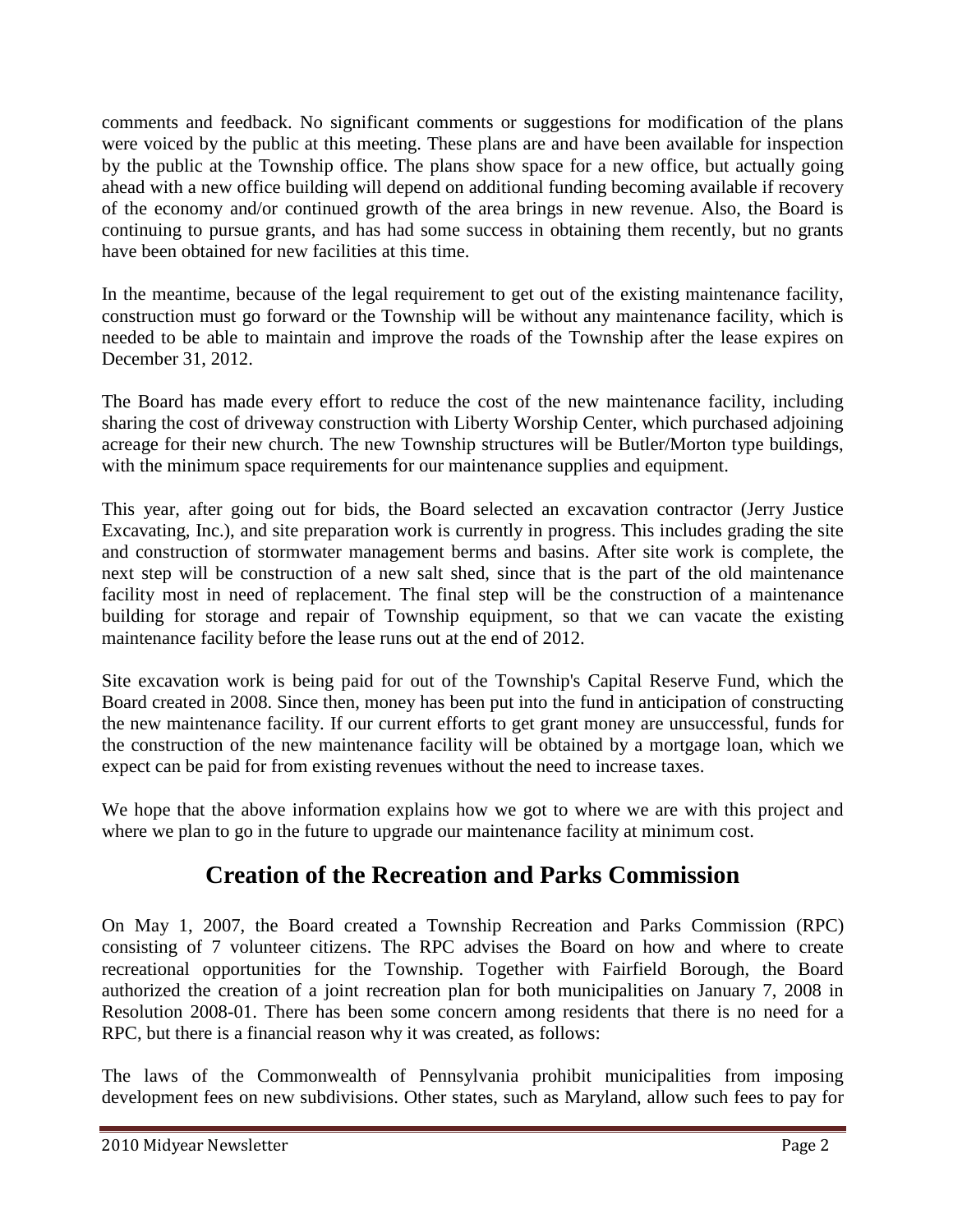comments and feedback. No significant comments or suggestions for modification of the plans were voiced by the public at this meeting. These plans are and have been available for inspection by the public at the Township office. The plans show space for a new office, but actually going ahead with a new office building will depend on additional funding becoming available if recovery of the economy and/or continued growth of the area brings in new revenue. Also, the Board is continuing to pursue grants, and has had some success in obtaining them recently, but no grants have been obtained for new facilities at this time.

In the meantime, because of the legal requirement to get out of the existing maintenance facility, construction must go forward or the Township will be without any maintenance facility, which is needed to be able to maintain and improve the roads of the Township after the lease expires on December 31, 2012.

The Board has made every effort to reduce the cost of the new maintenance facility, including sharing the cost of driveway construction with Liberty Worship Center, which purchased adjoining acreage for their new church. The new Township structures will be Butler/Morton type buildings, with the minimum space requirements for our maintenance supplies and equipment.

This year, after going out for bids, the Board selected an excavation contractor (Jerry Justice Excavating, Inc.), and site preparation work is currently in progress. This includes grading the site and construction of stormwater management berms and basins. After site work is complete, the next step will be construction of a new salt shed, since that is the part of the old maintenance facility most in need of replacement. The final step will be the construction of a maintenance building for storage and repair of Township equipment, so that we can vacate the existing maintenance facility before the lease runs out at the end of 2012.

Site excavation work is being paid for out of the Township's Capital Reserve Fund, which the Board created in 2008. Since then, money has been put into the fund in anticipation of constructing the new maintenance facility. If our current efforts to get grant money are unsuccessful, funds for the construction of the new maintenance facility will be obtained by a mortgage loan, which we expect can be paid for from existing revenues without the need to increase taxes.

We hope that the above information explains how we got to where we are with this project and where we plan to go in the future to upgrade our maintenance facility at minimum cost.

## Creation of the Recreation and Parks Commission

On May 1, 2007, the Board created a Township Recreation and Parks Commission (RPC) consisting of 7 volunteer citizens. The RPC advises the Board on how and where to create recreational opportunities for the Township. Together with Fairfield Borough, the Board authorized the creation of a joint recreation plan for both municipalities on January 7, 2008 in Resolution 2008-01. There has been some concern among residents that there is no need for a RPC, but there is a financial reason why it was created, as follows:

The laws of the Commonwealth of Pennsylvania prohibit municipalities from imposing development fees on new subdivisions. Other states, such as Maryland, allow such fees to pay for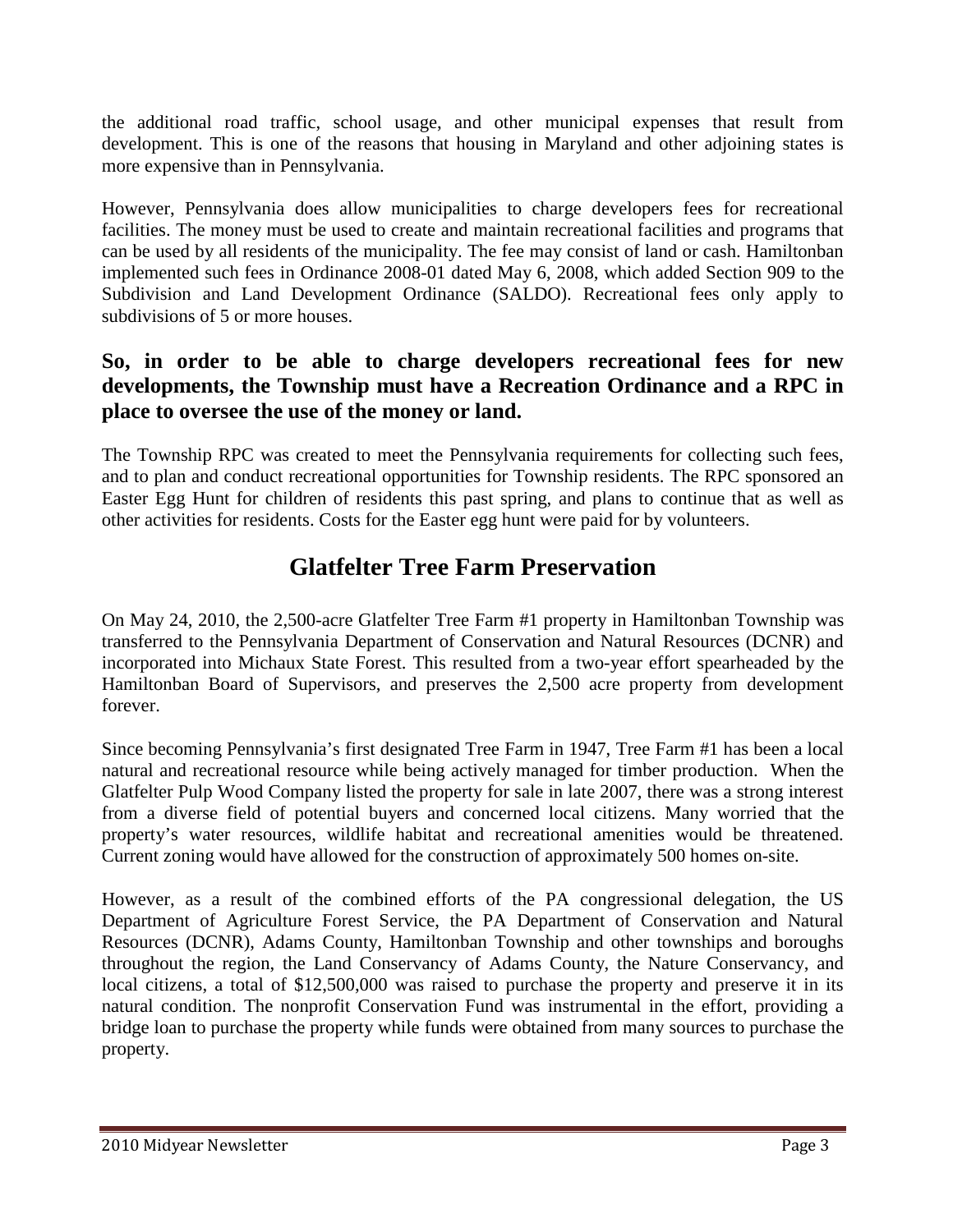the additional road traffic, school usage, and other municipal expenses that result from development. This is one of the reasons that housing in Maryland and other adjoining states is more expensive than in Pennsylvania.

However, Pennsylvania does allow municipalities to charge developers fees for recreational facilities. The money must be used to create and maintain recreational facilities and programs that can be used by all residents of the municipality. The fee may consist of land or cash. Hamiltonban implemented such fees in Ordinance 2008-01 dated May 6, 2008, which added Section 909 to the Subdivision and Land Development Ordinance (SALDO). Recreational fees only apply to subdivisions of 5 or more houses.

**So, in order to be able to charge developers recreational fees for new developments, the Township must have a Recreation Ordinance and a RPC in place to oversee the use of the money or land.**

The Township RPC was created to meet the Pennsylvania requirements for collecting such fees, and to plan and conduct recreational opportunities for Township residents. The RPC sponsored an Easter Egg Hunt for children of residents this past spring, and plans to continue that as well as other activities for residents. Costs for the Easter egg hunt were paid for by volunteers.

## Glatfelter Tree Farm Preservation

On May 24, 2010, the 2,500-acre Glatfelter Tree Farm #1 property in Hamiltonban Township was transferred to the Pennsylvania Department of Conservation and Natural Resources (DCNR) and incorporated into Michaux State Forest. This resulted from a two-year effort spearheaded by the Hamiltonban Board of Supervisors, and preserves the 2,500 acre property from development forever.

Since becoming Pennsylvania's first designated Tree Farm in 1947, Tree Farm #1 has been a local natural and recreational resource while being actively managed for timber production. When the Glatfelter Pulp Wood Company listed the property for sale in late 2007, there was a strong interest from a diverse field of potential buyers and concerned local citizens. Many worried that the property's water resources, wildlife habitat and recreational amenities would be threatened. Current zoning would have allowed for the construction of approximately 500 homes on-site.

However, as a result of the combined efforts of the PA congressional delegation, the US Department of Agriculture Forest Service, the PA Department of Conservation and Natural Resources (DCNR), Adams County, Hamiltonban Township and other townships and boroughs throughout the region, the Land Conservancy of Adams County, the Nature Conservancy, and local citizens, a total of $12,500,000 was raised to purchase the property and preserve it in its natural condition. The nonprofit Conservation Fund was instrumental in the effort, providing a bridge loan to purchase the property while funds were obtained from many sources to purchase the property.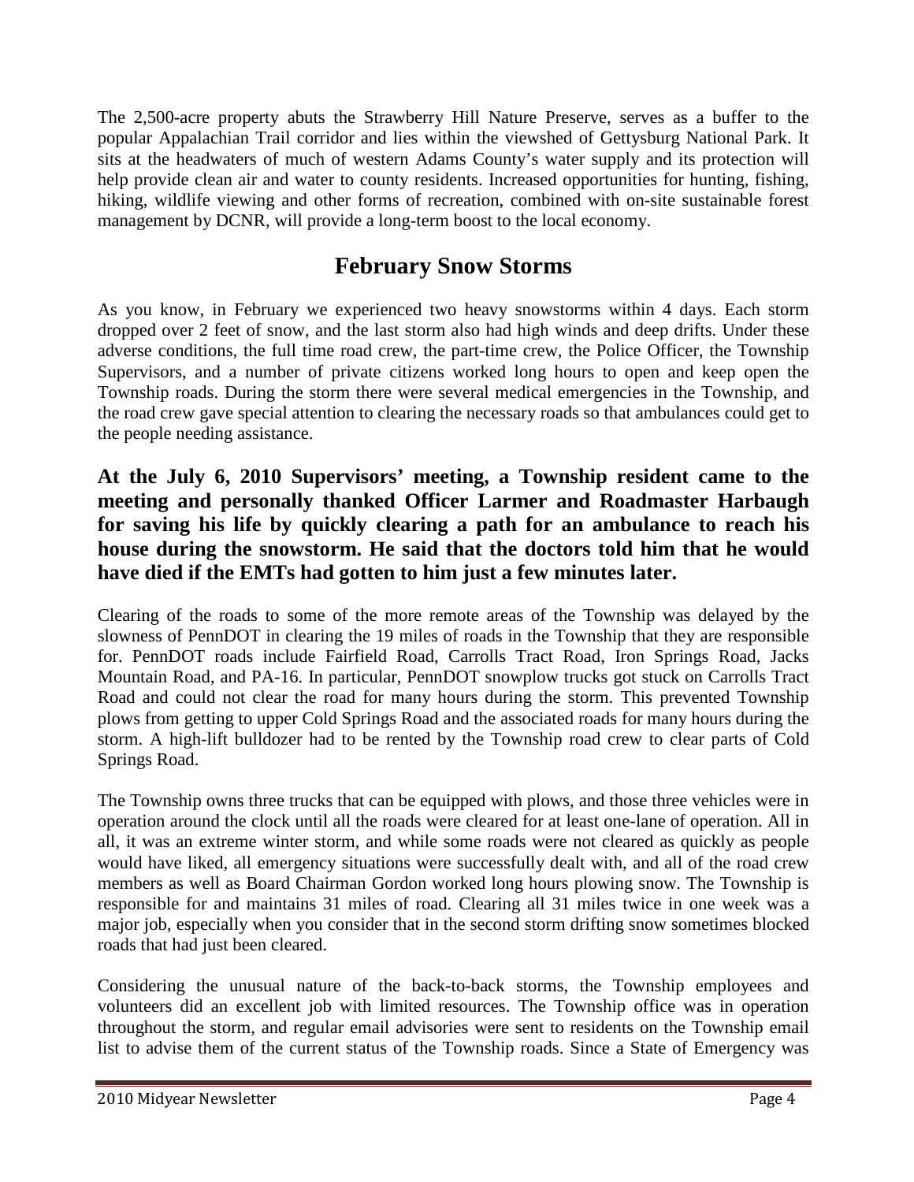The 2,500-acre property abuts the Strawberry Hill Nature Preserve, serves as a buffer to the popular Appalachian Trail corridor and lies within the viewshed of Gettysburg National Park. It sits at the headwaters of much of western Adams County's water supply and its protection will help provide clean air and water to county residents. Increased opportunities for hunting, fishing, hiking, wildlife viewing and other forms of recreation, combined with on-site sustainable forest management by DCNR, will provide a long-term boost to the local economy.

## February Snow Storms

As you know, in February we experienced two heavy snowstorms within 4 days. Each storm dropped over 2 feet of snow, and the last storm also had high winds and deep drifts. Under these adverse conditions, the full time road crew, the part-time crew, the Police Officer, the Township Supervisors, and a number of private citizens worked long hours to open and keep open the Township roads. During the storm there were several medical emergencies in the Township, and the road crew gave special attention to clearing the necessary roads so that ambulances could get to the people needing assistance.

**At the July 6, 2010 Supervisors' meeting, a Township resident came to the meeting and personally thanked Officer Larmer and Roadmaster Harbaugh for saving his life by quickly clearing a path for an ambulance to reach his house during the snowstorm. He said that the doctors told him that he would have died if the EMTs had gotten to him just a few minutes later.**

Clearing of the roads to some of the more remote areas of the Township was delayed by the slowness of PennDOT in clearing the 19 miles of roads in the Township that they are responsible for. PennDOT roads include Fairfield Road, Carrolls Tract Road, Iron Springs Road, Jacks Mountain Road, and PA-16. In particular, PennDOT snowplow trucks got stuck on Carrolls Tract Road and could not clear the road for many hours during the storm. This prevented Township plows from getting to upper Cold Springs Road and the associated roads for many hours during the storm. A high-lift bulldozer had to be rented by the Township road crew to clear parts of Cold Springs Road.

The Township owns three trucks that can be equipped with plows, and those three vehicles were in operation around the clock until all the roads were cleared for at least one-lane of operation. All in all, it was an extreme winter storm, and while some roads were not cleared as quickly as people would have liked, all emergency situations were successfully dealt with, and all of the road crew members as well as Board Chairman Gordon worked long hours plowing snow. The Township is responsible for and maintains 31 miles of road. Clearing all 31 miles twice in one week was a major job, especially when you consider that in the second storm drifting snow sometimes blocked roads that had just been cleared.

Considering the unusual nature of the back-to-back storms, the Township employees and volunteers did an excellent job with limited resources. The Township office was in operation throughout the storm, and regular email advisories were sent to residents on the Township email list to advise them of the current status of the Township roads. Since a State of Emergency was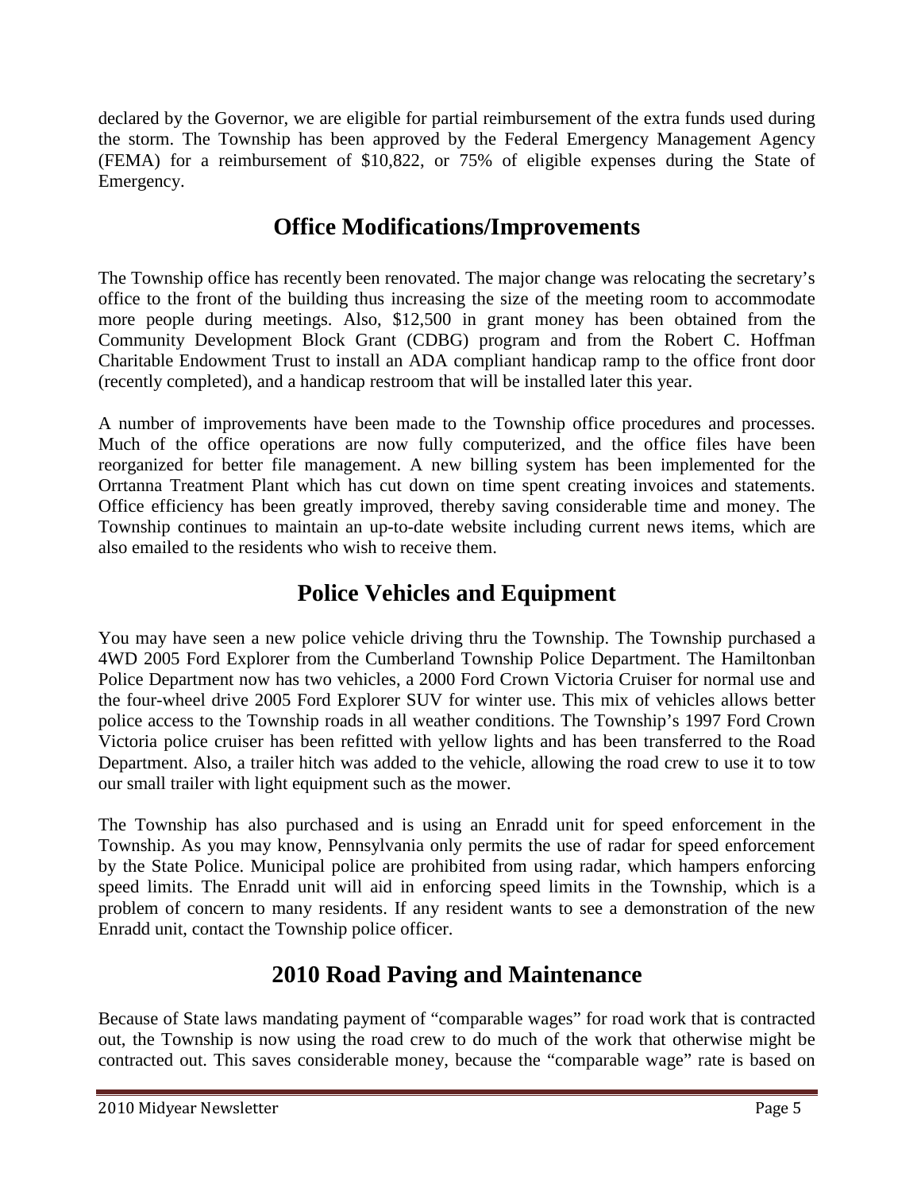declared by the Governor, we are eligible for partial reimbursement of the extra funds used during the storm. The Township has been approved by the Federal Emergency Management Agency (FEMA) for a reimbursement of $10,822, or 75% of eligible expenses during the State of Emergency.

## Office Modifications/Improvements

The Township office has recently been renovated. The major change was relocating the secretary's office to the front of the building thus increasing the size of the meeting room to accommodate more people during meetings. Also, $12,500 in grant money has been obtained from the Community Development Block Grant (CDBG) program and from the Robert C. Hoffman Charitable Endowment Trust to install an ADA compliant handicap ramp to the office front door (recently completed), and a handicap restroom that will be installed later this year.

A number of improvements have been made to the Township office procedures and processes. Much of the office operations are now fully computerized, and the office files have been reorganized for better file management. A new billing system has been implemented for the Orrtanna Treatment Plant which has cut down on time spent creating invoices and statements. Office efficiency has been greatly improved, thereby saving considerable time and money. The Township continues to maintain an up-to-date website including current news items, which are also emailed to the residents who wish to receive them.

## Police Vehicles and Equipment

You may have seen a new police vehicle driving thru the Township. The Township purchased a 4WD 2005 Ford Explorer from the Cumberland Township Police Department. The Hamiltonban Police Department now has two vehicles, a 2000 Ford Crown Victoria Cruiser for normal use and the four-wheel drive 2005 Ford Explorer SUV for winter use. This mix of vehicles allows better police access to the Township roads in all weather conditions. The Township's 1997 Ford Crown Victoria police cruiser has been refitted with yellow lights and has been transferred to the Road Department. Also, a trailer hitch was added to the vehicle, allowing the road crew to use it to tow our small trailer with light equipment such as the mower.

The Township has also purchased and is using an Enradd unit for speed enforcement in the Township. As you may know, Pennsylvania only permits the use of radar for speed enforcement by the State Police. Municipal police are prohibited from using radar, which hampers enforcing speed limits. The Enradd unit will aid in enforcing speed limits in the Township, which is a problem of concern to many residents. If any resident wants to see a demonstration of the new Enradd unit, contact the Township police officer.

## 2010 Road Paving and Maintenance

Because of State laws mandating payment of "comparable wages" for road work that is contracted out, the Township is now using the road crew to do much of the work that otherwise might be contracted out. This saves considerable money, because the "comparable wage" rate is based on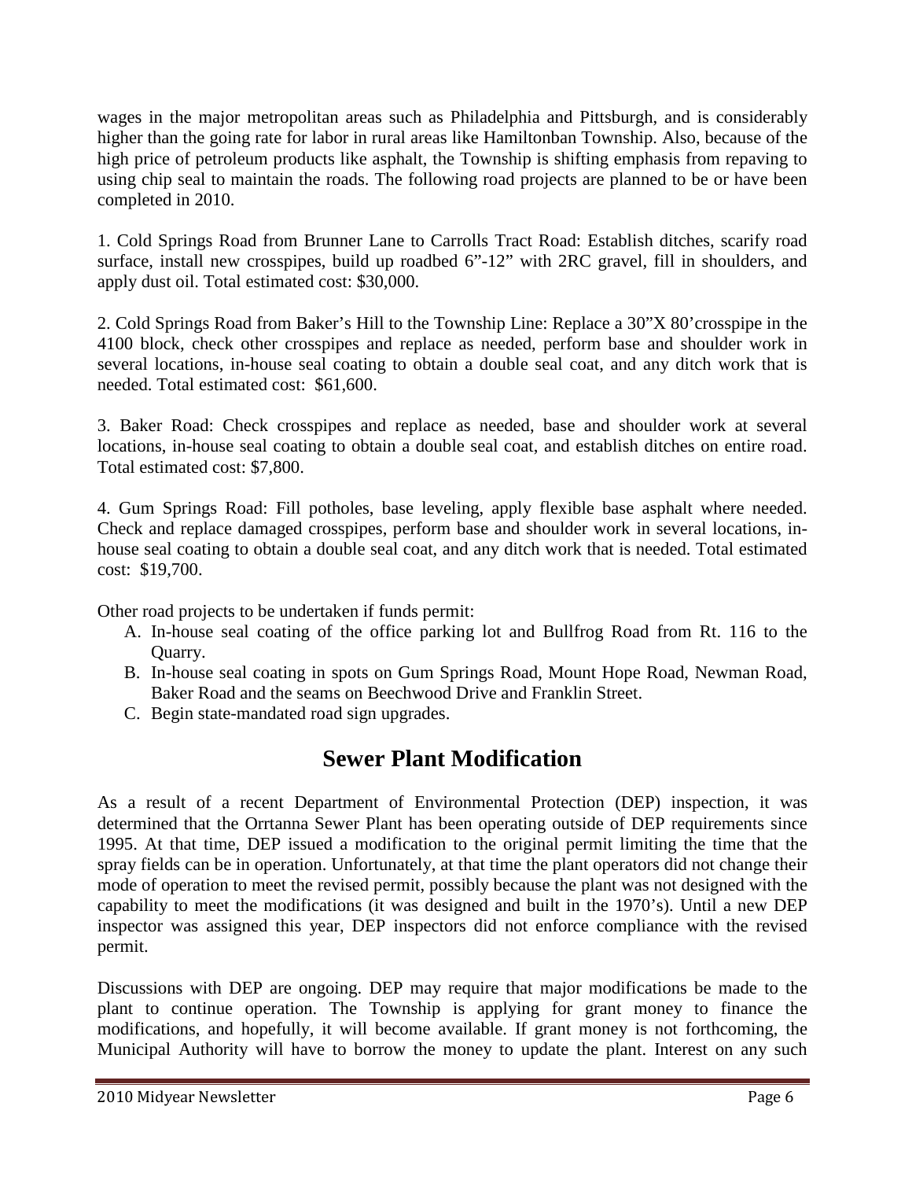wages in the major metropolitan areas such as Philadelphia and Pittsburgh, and is considerably higher than the going rate for labor in rural areas like Hamiltonban Township. Also, because of the high price of petroleum products like asphalt, the Township is shifting emphasis from repaving to using chip seal to maintain the roads. The following road projects are planned to be or have been completed in 2010.

1. Cold Springs Road from Brunner Lane to Carrolls Tract Road: Establish ditches, scarify road surface, install new crosspipes, build up roadbed 6"-12" with 2RC gravel, fill in shoulders, and apply dust oil. Total estimated cost: $30,000.

2. Cold Springs Road from Baker's Hill to the Township Line: Replace a 30"X 80' crosspipe in the 4100 block, check other crosspipes and replace as needed, perform base and shoulder work in several locations, in-house seal coating to obtain a double seal coat, and any ditch work that is needed. Total estimated cost: $61,600.

3. Baker Road: Check crosspipes and replace as needed, base and shoulder work at several locations, in-house seal coating to obtain a double seal coat, and establish ditches on entire road. Total estimated cost: $7,800.

4. Gum Springs Road: Fill potholes, base leveling, apply flexible base asphalt where needed. Check and replace damaged crosspipes, perform base and shoulder work in several locations, in-house seal coating to obtain a double seal coat, and any ditch work that is needed. Total estimated cost: $19,700.

Other road projects to be undertaken if funds permit:

A. In-house seal coating of the office parking lot and Bullfrog Road from Rt. 116 to the Quarry.
B. In-house seal coating in spots on Gum Springs Road, Mount Hope Road, Newman Road, Baker Road and the seams on Beechwood Drive and Franklin Street.
C. Begin state-mandated road sign upgrades.

## Sewer Plant Modification

As a result of a recent Department of Environmental Protection (DEP) inspection, it was determined that the Orrtanna Sewer Plant has been operating outside of DEP requirements since 1995. At that time, DEP issued a modification to the original permit limiting the time that the spray fields can be in operation. Unfortunately, at that time the plant operators did not change their mode of operation to meet the revised permit, possibly because the plant was not designed with the capability to meet the modifications (it was designed and built in the 1970's). Until a new DEP inspector was assigned this year, DEP inspectors did not enforce compliance with the revised permit.

Discussions with DEP are ongoing. DEP may require that major modifications be made to the plant to continue operation. The Township is applying for grant money to finance the modifications, and hopefully, it will become available. If grant money is not forthcoming, the Municipal Authority will have to borrow the money to update the plant. Interest on any such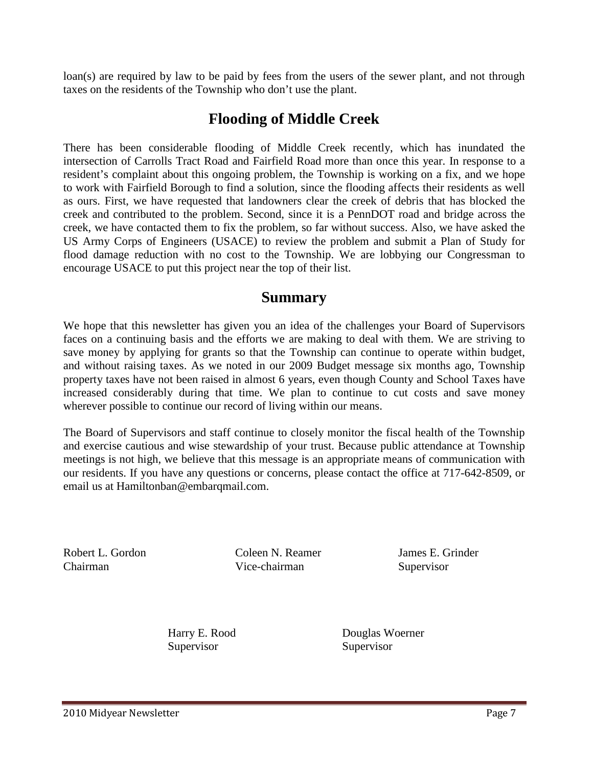loan(s) are required by law to be paid by fees from the users of the sewer plant, and not through taxes on the residents of the Township who don't use the plant.

## Flooding of Middle Creek

There has been considerable flooding of Middle Creek recently, which has inundated the intersection of Carrolls Tract Road and Fairfield Road more than once this year. In response to a resident's complaint about this ongoing problem, the Township is working on a fix, and we hope to work with Fairfield Borough to find a solution, since the flooding affects their residents as well as ours. First, we have requested that landowners clear the creek of debris that has blocked the creek and contributed to the problem. Second, since it is a PennDOT road and bridge across the creek, we have contacted them to fix the problem, so far without success. Also, we have asked the US Army Corps of Engineers (USACE) to review the problem and submit a Plan of Study for flood damage reduction with no cost to the Township. We are lobbying our Congressman to encourage USACE to put this project near the top of their list.

## Summary

We hope that this newsletter has given you an idea of the challenges your Board of Supervisors faces on a continuing basis and the efforts we are making to deal with them. We are striving to save money by applying for grants so that the Township can continue to operate within budget, and without raising taxes. As we noted in our 2009 Budget message six months ago, Township property taxes have not been raised in almost 6 years, even though County and School Taxes have increased considerably during that time. We plan to continue to cut costs and save money wherever possible to continue our record of living within our means.

The Board of Supervisors and staff continue to closely monitor the fiscal health of the Township and exercise cautious and wise stewardship of your trust. Because public attendance at Township meetings is not high, we believe that this message is an appropriate means of communication with our residents. If you have any questions or concerns, please contact the office at 717-642-8509, or email us at Hamiltonban@embarqmail.com.

Robert L. Gordon
Chairman

Coleen N. Reamer
Vice-chairman

James E. Grinder
Supervisor

Harry E. Rood
Supervisor

Douglas Woerner
Supervisor